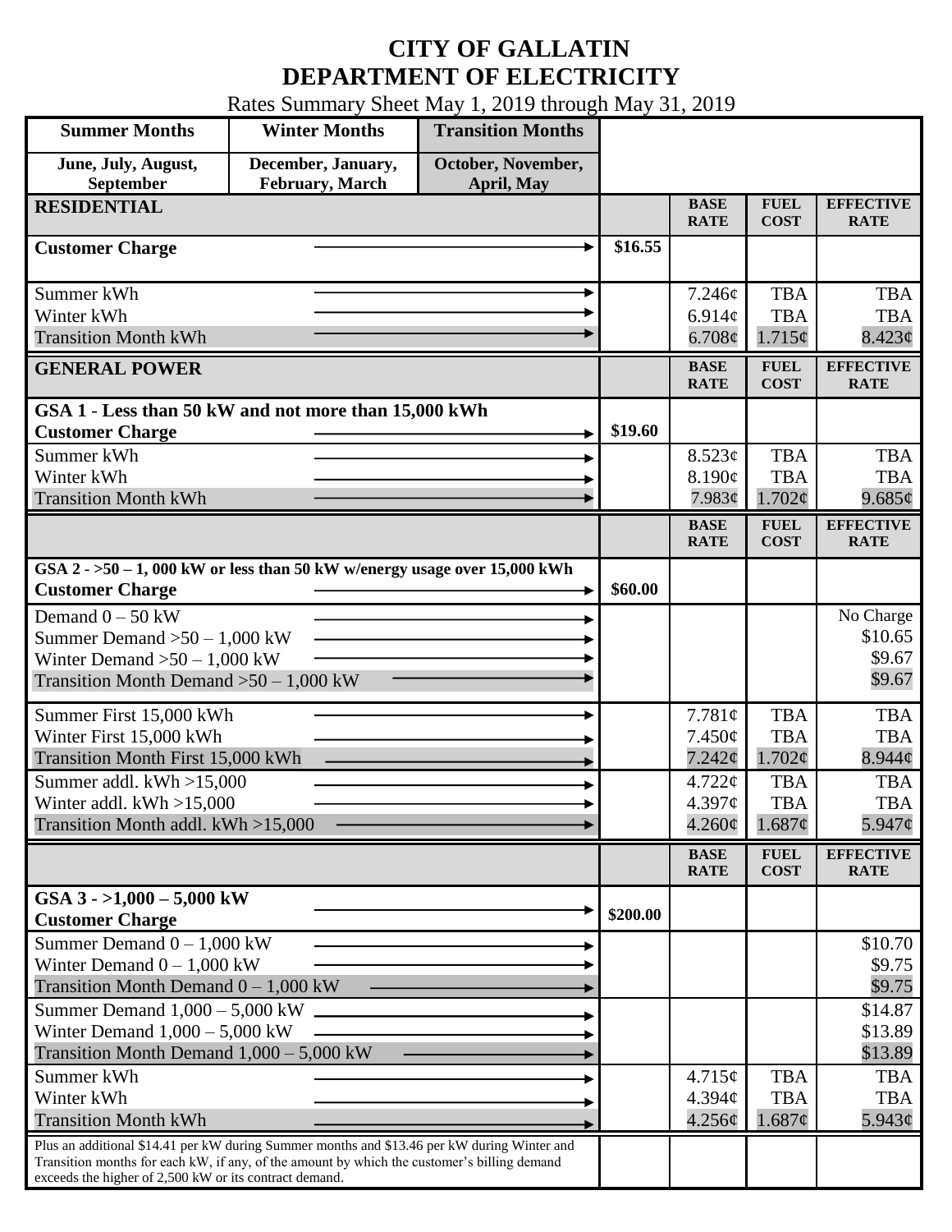# CITY OF GALLATIN
# DEPARTMENT OF ELECTRICITY

Rates Summary Sheet May 1, 2019 through May 31, 2019

| Summer Months | Winter Months | Transition Months |
|---|---|---|
| June, July, August, September | December, January, February, March | October, November, April, May |

| RESIDENTIAL | | BASE RATE | FUEL COST | EFFECTIVE RATE |
|---|---|---|---|---|
| **Customer Charge** | $16.55 | | | |
| Summer kWh | | 7.246¢ | TBA | TBA |
| Winter kWh | | 6.914¢ | TBA | TBA |
| Transition Month kWh | | 6.708¢ | 1.715¢ | 8.423¢ |

| GENERAL POWER | | BASE RATE | FUEL COST | EFFECTIVE RATE |
|---|---|---|---|---|
| **GSA 1 - Less than 50 kW and not more than 15,000 kWh** | | | | |
| **Customer Charge** | $19.60 | | | |
| Summer kWh | | 8.523¢ | TBA | TBA |
| Winter kWh | | 8.190¢ | TBA | TBA |
| Transition Month kWh | | 7.983¢ | 1.702¢ | 9.685¢ |

| | | BASE RATE | FUEL COST | EFFECTIVE RATE |
|---|---|---|---|---|
| **GSA 2 - >50 – 1, 000 kW or less than 50 kW w/energy usage over 15,000 kWh** | | | | |
| **Customer Charge** | $60.00 | | | |
| Demand 0 – 50 kW | | | | No Charge |
| Summer Demand >50 – 1,000 kW | | | | $10.65 |
| Winter Demand >50 – 1,000 kW | | | | $9.67 |
| Transition Month Demand >50 – 1,000 kW | | | | $9.67 |
| Summer First 15,000 kWh | | 7.781¢ | TBA | TBA |
| Winter First 15,000 kWh | | 7.450¢ | TBA | TBA |
| Transition Month First 15,000 kWh | | 7.242¢ | 1.702¢ | 8.944¢ |
| Summer addl. kWh >15,000 | | 4.722¢ | TBA | TBA |
| Winter addl. kWh >15,000 | | 4.397¢ | TBA | TBA |
| Transition Month addl. kWh >15,000 | | 4.260¢ | 1.687¢ | 5.947¢ |

| | | BASE RATE | FUEL COST | EFFECTIVE RATE |
|---|---|---|---|---|
| **GSA 3 - >1,000 – 5,000 kW** | | | | |
| **Customer Charge** | $200.00 | | | |
| Summer Demand 0 – 1,000 kW | | | | $10.70 |
| Winter Demand 0 – 1,000 kW | | | | $9.75 |
| Transition Month Demand 0 – 1,000 kW | | | | $9.75 |
| Summer Demand 1,000 – 5,000 kW | | | | $14.87 |
| Winter Demand 1,000 – 5,000 kW | | | | $13.89 |
| Transition Month Demand 1,000 – 5,000 kW | | | | $13.89 |
| Summer kWh | | 4.715¢ | TBA | TBA |
| Winter kWh | | 4.394¢ | TBA | TBA |
| Transition Month kWh | | 4.256¢ | 1.687¢ | 5.943¢ |
| Plus an additional $14.41 per kW during Summer months and $13.46 per kW during Winter and Transition months for each kW, if any, of the amount by which the customer's billing demand exceeds the higher of 2,500 kW or its contract demand. | | | | |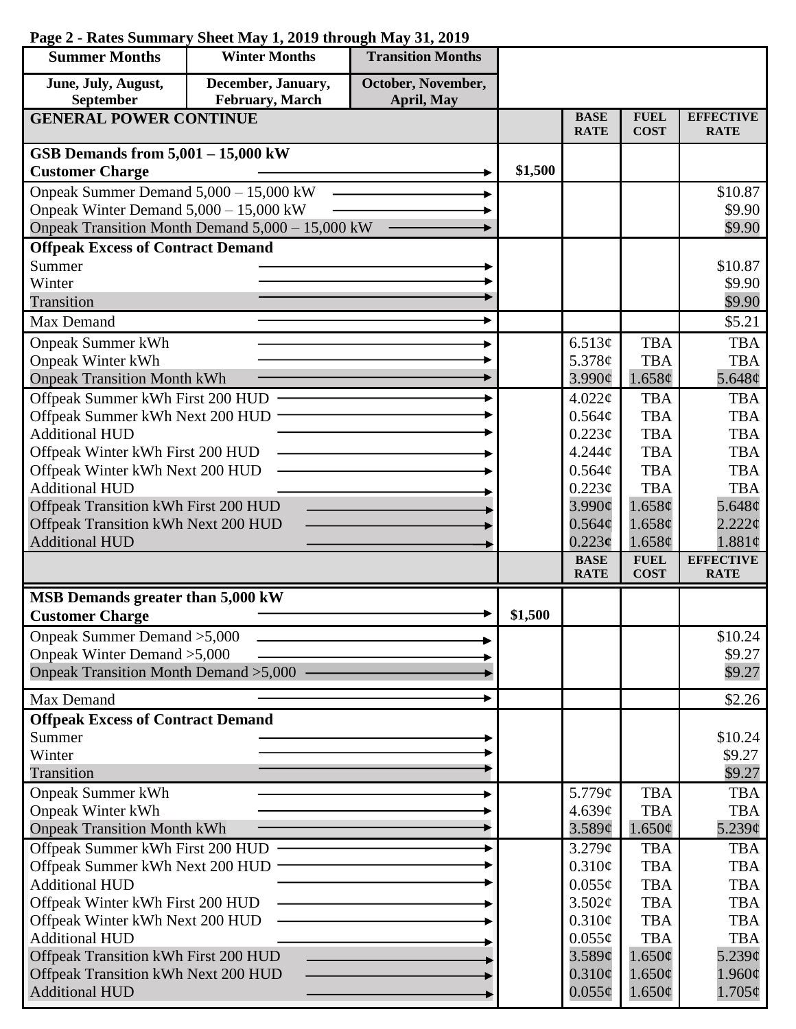**Page 2 - Rates Summary Sheet May 1, 2019 through May 31, 2019**

| Summer Months | Winter Months | Transition Months |
|---|---|---|
| June, July, August, September | December, January, February, March | October, November, April, May |

| GENERAL POWER CONTINUE | | BASE RATE | FUEL COST | EFFECTIVE RATE |
|---|---|---|---|---|
| **GSB Demands from 5,001 – 15,000 kW** | | | | |
| **Customer Charge** | $1,500 | | | |
| Onpeak Summer Demand 5,000 – 15,000 kW | | | | $10.87 |
| Onpeak Winter Demand 5,000 – 15,000 kW | | | | $9.90 |
| Onpeak Transition Month Demand 5,000 – 15,000 kW | | | | $9.90 |
| **Offpeak Excess of Contract Demand** | | | | |
| Summer | | | | $10.87 |
| Winter | | | | $9.90 |
| Transition | | | | $9.90 |
| Max Demand | | | | $5.21 |
| Onpeak Summer kWh | | 6.513¢ | TBA | TBA |
| Onpeak Winter kWh | | 5.378¢ | TBA | TBA |
| Onpeak Transition Month kWh | | 3.990¢ | 1.658¢ | 5.648¢ |
| Offpeak Summer kWh First 200 HUD | | 4.022¢ | TBA | TBA |
| Offpeak Summer kWh Next 200 HUD | | 0.564¢ | TBA | TBA |
| Additional HUD | | 0.223¢ | TBA | TBA |
| Offpeak Winter kWh First 200 HUD | | 4.244¢ | TBA | TBA |
| Offpeak Winter kWh Next 200 HUD | | 0.564¢ | TBA | TBA |
| Additional HUD | | 0.223¢ | TBA | TBA |
| Offpeak Transition kWh First 200 HUD | | 3.990¢ | 1.658¢ | 5.648¢ |
| Offpeak Transition kWh Next 200 HUD | | 0.564¢ | 1.658¢ | 2.222¢ |
| Additional HUD | | 0.223¢ | 1.658¢ | 1.881¢ |
| | | **BASE RATE** | **FUEL COST** | **EFFECTIVE RATE** |
| **MSB Demands greater than 5,000 kW** | | | | |
| **Customer Charge** | $1,500 | | | |
| Onpeak Summer Demand >5,000 | | | | $10.24 |
| Onpeak Winter Demand >5,000 | | | | $9.27 |
| Onpeak Transition Month Demand >5,000 | | | | $9.27 |
| Max Demand | | | | $2.26 |
| **Offpeak Excess of Contract Demand** | | | | |
| Summer | | | | $10.24 |
| Winter | | | | $9.27 |
| Transition | | | | $9.27 |
| Onpeak Summer kWh | | 5.779¢ | TBA | TBA |
| Onpeak Winter kWh | | 4.639¢ | TBA | TBA |
| Onpeak Transition Month kWh | | 3.589¢ | 1.650¢ | 5.239¢ |
| Offpeak Summer kWh First 200 HUD | | 3.279¢ | TBA | TBA |
| Offpeak Summer kWh Next 200 HUD | | 0.310¢ | TBA | TBA |
| Additional HUD | | 0.055¢ | TBA | TBA |
| Offpeak Winter kWh First 200 HUD | | 3.502¢ | TBA | TBA |
| Offpeak Winter kWh Next 200 HUD | | 0.310¢ | TBA | TBA |
| Additional HUD | | 0.055¢ | TBA | TBA |
| Offpeak Transition kWh First 200 HUD | | 3.589¢ | 1.650¢ | 5.239¢ |
| Offpeak Transition kWh Next 200 HUD | | 0.310¢ | 1.650¢ | 1.960¢ |
| Additional HUD | | 0.055¢ | 1.650¢ | 1.705¢ |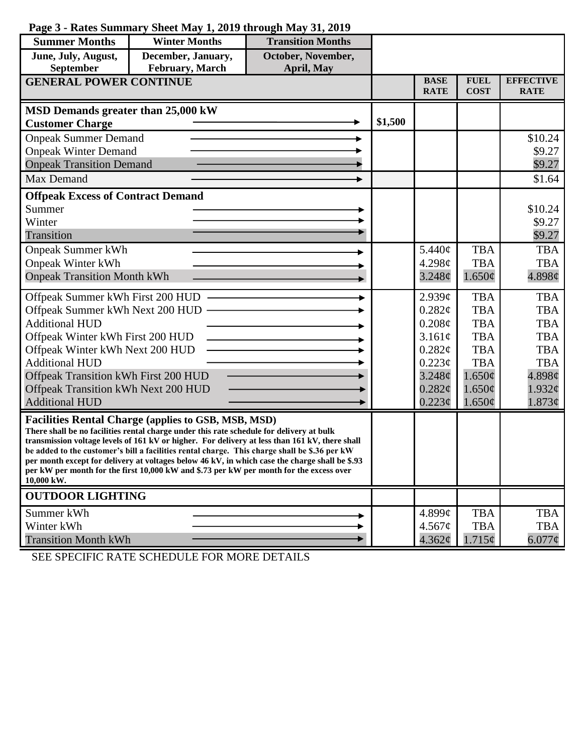**Page 3 - Rates Summary Sheet May 1, 2019 through May 31, 2019**

| Summer Months | Winter Months | Transition Months |
|---|---|---|
| June, July, August, September | December, January, February, March | October, November, April, May |

| GENERAL POWER CONTINUE | | BASE RATE | FUEL COST | EFFECTIVE RATE |
|---|---|---|---|---|
| **MSD Demands greater than 25,000 kW** | | | | |
| **Customer Charge** | $1,500 | | | |
| Onpeak Summer Demand | | | | $10.24 |
| Onpeak Winter Demand | | | | $9.27 |
| Onpeak Transition Demand | | | | $9.27 |
| Max Demand | | | | $1.64 |
| **Offpeak Excess of Contract Demand** | | | | |
| Summer | | | | $10.24 |
| Winter | | | | $9.27 |
| Transition | | | | $9.27 |
| Onpeak Summer kWh | | 5.440¢ | TBA | TBA |
| Onpeak Winter kWh | | 4.298¢ | TBA | TBA |
| Onpeak Transition Month kWh | | 3.248¢ | 1.650¢ | 4.898¢ |
| Offpeak Summer kWh First 200 HUD | | 2.939¢ | TBA | TBA |
| Offpeak Summer kWh Next 200 HUD | | 0.282¢ | TBA | TBA |
| Additional HUD | | 0.208¢ | TBA | TBA |
| Offpeak Winter kWh First 200 HUD | | 3.161¢ | TBA | TBA |
| Offpeak Winter kWh Next 200 HUD | | 0.282¢ | TBA | TBA |
| Additional HUD | | 0.223¢ | TBA | TBA |
| Offpeak Transition kWh First 200 HUD | | 3.248¢ | 1.650¢ | 4.898¢ |
| Offpeak Transition kWh Next 200 HUD | | 0.282¢ | 1.650¢ | 1.932¢ |
| Additional HUD | | 0.223¢ | 1.650¢ | 1.873¢ |
| **Facilities Rental Charge (applies to GSB, MSB, MSD)** There shall be no facilities rental charge under this rate schedule for delivery at bulk transmission voltage levels of 161 kV or higher. For delivery at less than 161 kV, there shall be added to the customer's bill a facilities rental charge. This charge shall be $.36 per kW per month except for delivery at voltages below 46 kV, in which case the charge shall be $.93 per kW per month for the first 10,000 kW and $.73 per kW per month for the excess over 10,000 kW. | | | | |
| **OUTDOOR LIGHTING** | | | | |
| Summer kWh | | 4.899¢ | TBA | TBA |
| Winter kWh | | 4.567¢ | TBA | TBA |
| Transition Month kWh | | 4.362¢ | 1.715¢ | 6.077¢ |

SEE SPECIFIC RATE SCHEDULE FOR MORE DETAILS